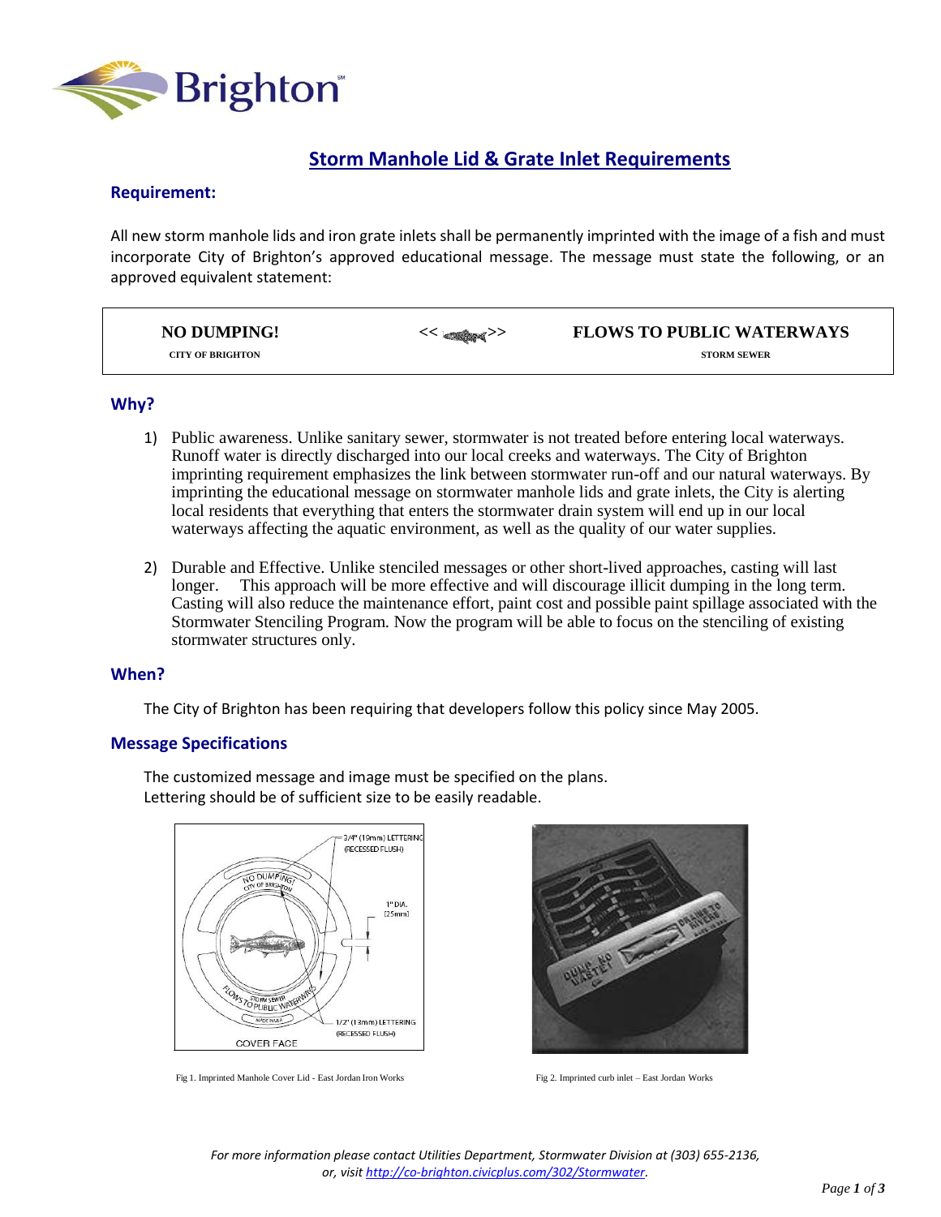# Storm Manhole Lid & Grate Inlet Requirements

## Requirement:

All new storm manhole lids and iron grate inlets shall be permanently imprinted with the image of a fish and must incorporate City of Brighton's approved educational message. The message must state the following, or an approved equivalent statement:

| **NO DUMPING!** | << >> | **FLOWS TO PUBLIC WATERWAYS** |
|---|---|---|
| CITY OF BRIGHTON | | STORM SEWER |

## Why?

1) Public awareness. Unlike sanitary sewer, stormwater is not treated before entering local waterways. Runoff water is directly discharged into our local creeks and waterways. The City of Brighton imprinting requirement emphasizes the link between stormwater run-off and our natural waterways. By imprinting the educational message on stormwater manhole lids and grate inlets, the City is alerting local residents that everything that enters the stormwater drain system will end up in our local waterways affecting the aquatic environment, as well as the quality of our water supplies.

2) Durable and Effective. Unlike stenciled messages or other short-lived approaches, casting will last longer. This approach will be more effective and will discourage illicit dumping in the long term. Casting will also reduce the maintenance effort, paint cost and possible paint spillage associated with the Stormwater Stenciling Program. Now the program will be able to focus on the stenciling of existing stormwater structures only.

## When?

The City of Brighton has been requiring that developers follow this policy since May 2005.

## Message Specifications

The customized message and image must be specified on the plans.
Lettering should be of sufficient size to be easily readable.

Fig 1. Imprinted Manhole Cover Lid - East Jordan Iron Works

Fig 2. Imprinted curb inlet – East Jordan Works

*For more information please contact Utilities Department, Stormwater Division at (303) 655-2136, or, visit http://co-brighton.civicplus.com/302/Stormwater.*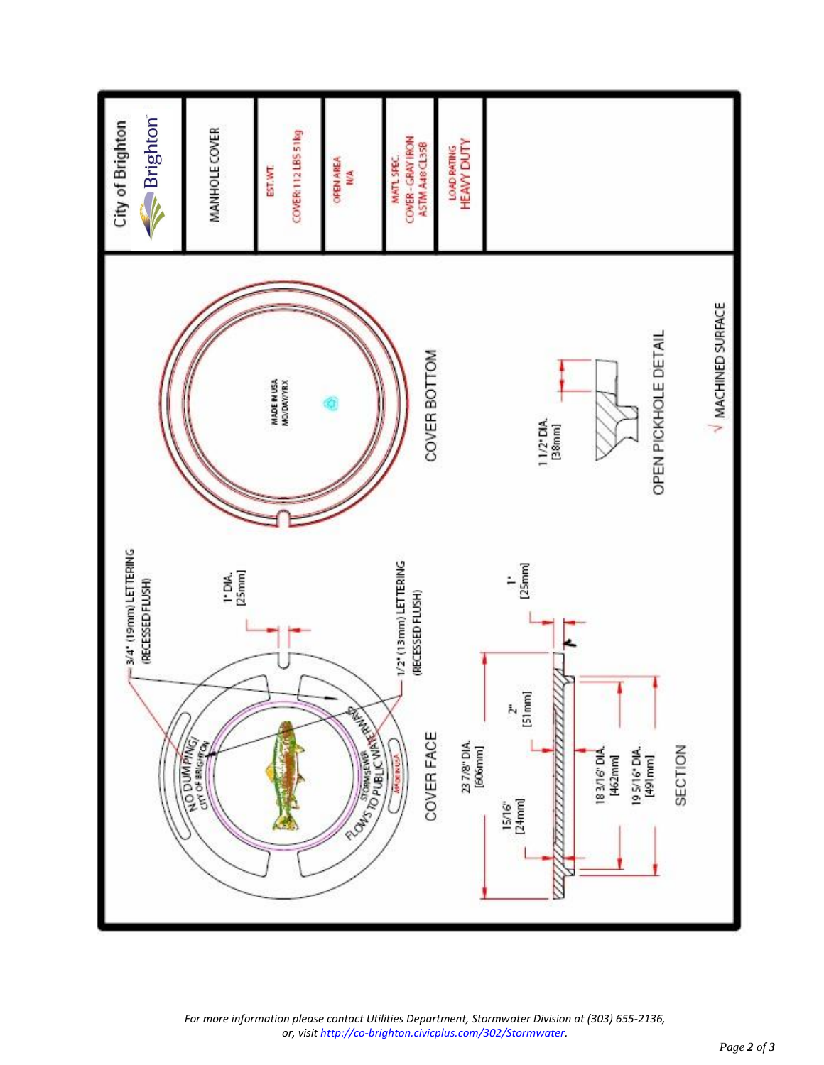| City of Brighton | MANHOLE COVER | EST. WT. COVER: 112 LBS 51kg | OPEN AREA N/A | MATL SPEC. COVER - GRAY IRON ASTM A48 CL35B | LOAD RATING HEAVY DUTY |
|---|---|---|---|---|---|

COVER FACE

- 3/4" (19mm) LETTERING (RECESSED FLUSH)
- 1/2" (13mm) LETTERING (RECESSED FLUSH)
- 1" DIA. [25mm]
- NO DUMPING! CITY OF BRIGHTON
- FLOWS TO PUBLIC WATERWAYS
- STORM SEWER
- MADE IN USA

COVER BOTTOM

- MADE IN USA MO/DAY/YR X

SECTION

- 23 7/8" DIA. [606mm]
- 15/16" [24mm]
- 2" [51mm]
- 1" [25mm]
- 18 3/16" DIA. [462mm]
- 19 5/16" DIA. [491mm]

OPEN PICKHOLE DETAIL

- 1 1/2" DIA. [38mm]

√ MACHINED SURFACE

*For more information please contact Utilities Department, Stormwater Division at (303) 655-2136, or, visit http://co-brighton.civicplus.com/302/Stormwater.*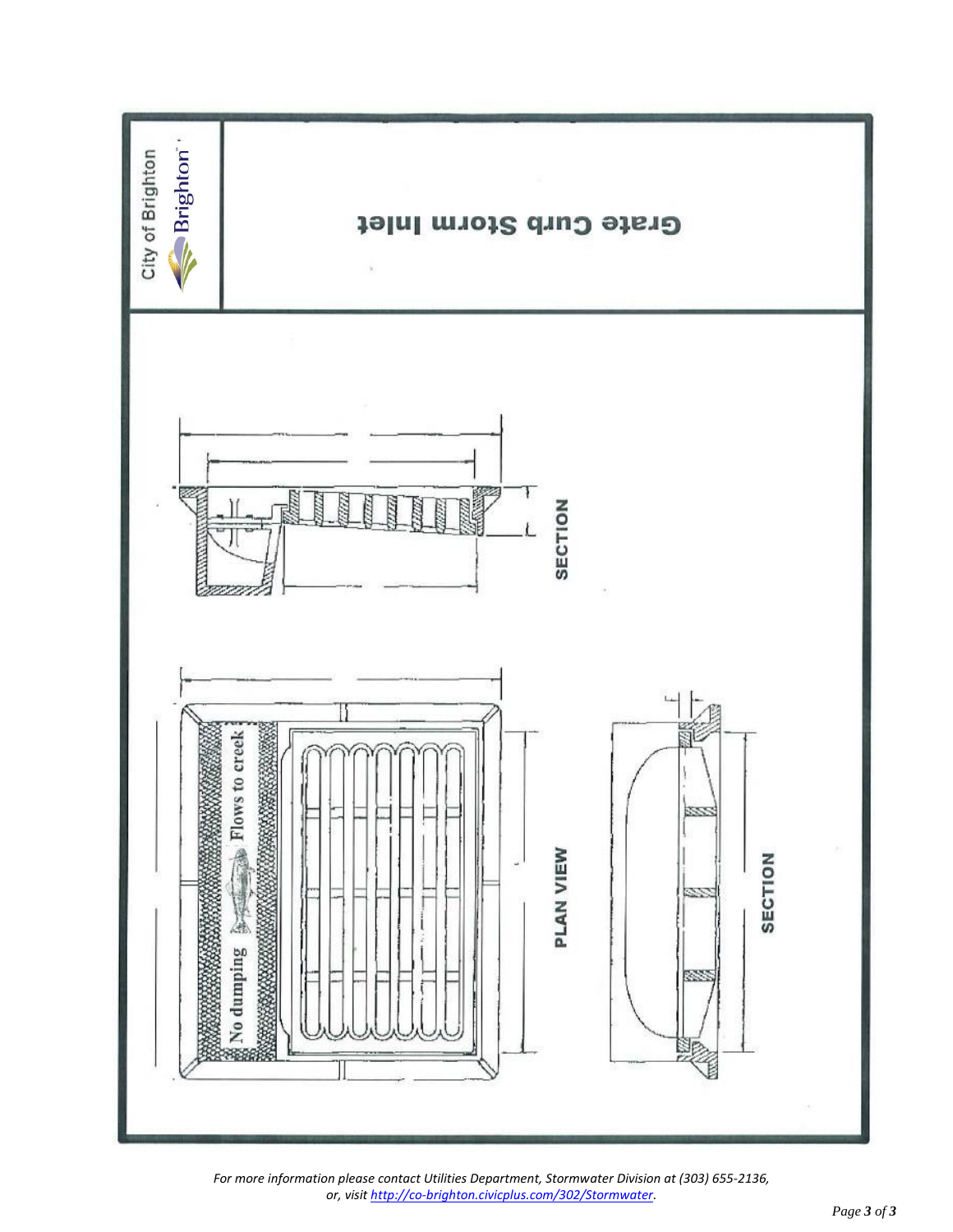City of Brighton

Brighton

# Grate Curb Storm Inlet

SECTION

No dumping Flows to creek

PLAN VIEW

SECTION

*For more information please contact Utilities Department, Stormwater Division at (303) 655-2136, or, visit [http://co-brighton.civicplus.com/302/Stormwater](http://co-brighton.civicplus.com/302/Stormwater).*